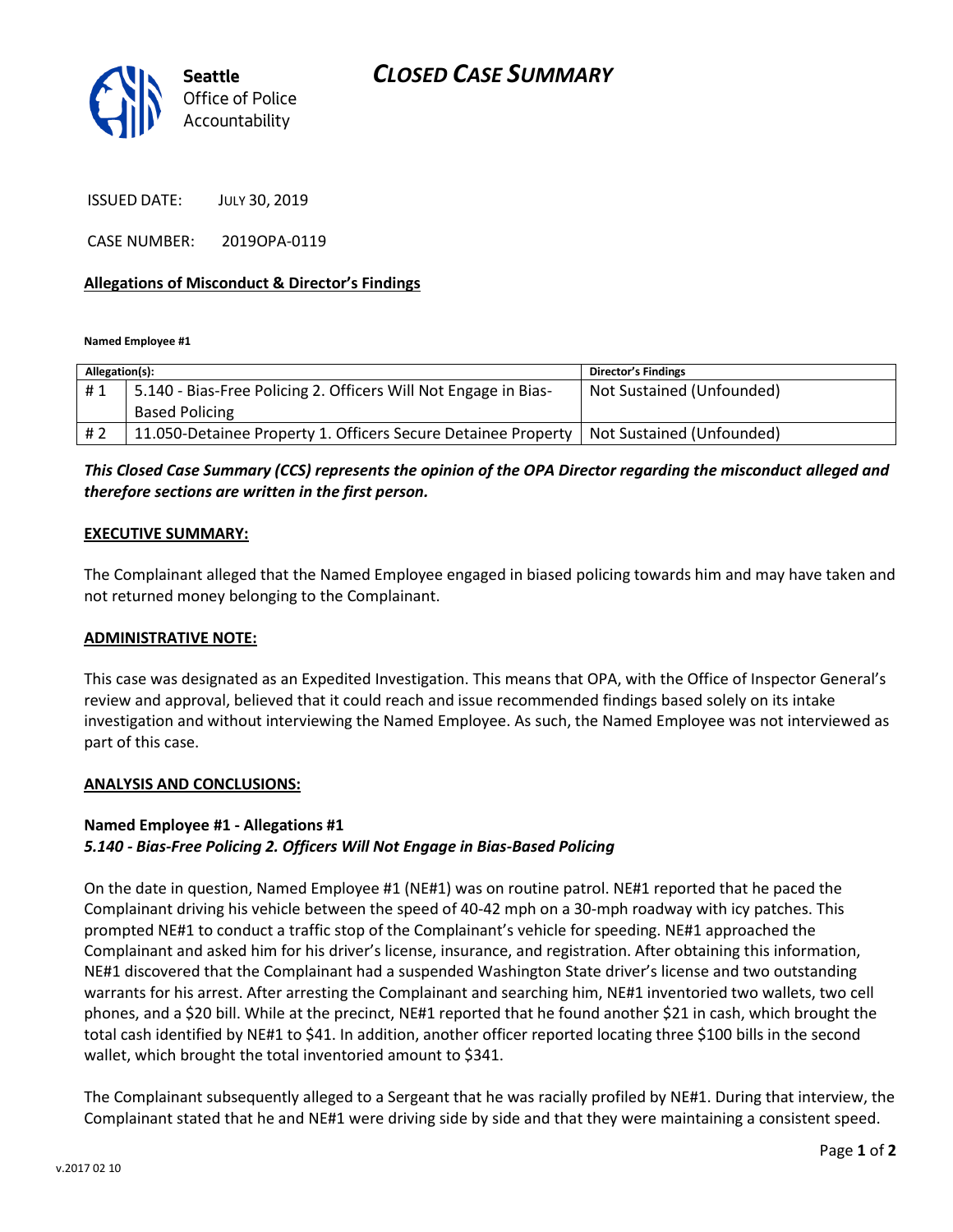**Seattle** Office of Police Accountability

# CLOSED CASE SUMMARY

ISSUED DATE: JULY 30, 2019

CASE NUMBER: 2019OPA-0119

**Allegations of Misconduct & Director's Findings**

**Named Employee #1**

| Allegation(s): | | Director's Findings |
|---|---|---|
| # 1 | 5.140 - Bias-Free Policing 2. Officers Will Not Engage in Bias-Based Policing | Not Sustained (Unfounded) |
| # 2 | 11.050-Detainee Property 1. Officers Secure Detainee Property | Not Sustained (Unfounded) |

***This Closed Case Summary (CCS) represents the opinion of the OPA Director regarding the misconduct alleged and therefore sections are written in the first person.***

**EXECUTIVE SUMMARY:**

The Complainant alleged that the Named Employee engaged in biased policing towards him and may have taken and not returned money belonging to the Complainant.

**ADMINISTRATIVE NOTE:**

This case was designated as an Expedited Investigation. This means that OPA, with the Office of Inspector General's review and approval, believed that it could reach and issue recommended findings based solely on its intake investigation and without interviewing the Named Employee. As such, the Named Employee was not interviewed as part of this case.

**ANALYSIS AND CONCLUSIONS:**

**Named Employee #1 - Allegations #1**
***5.140 - Bias-Free Policing 2. Officers Will Not Engage in Bias-Based Policing***

On the date in question, Named Employee #1 (NE#1) was on routine patrol. NE#1 reported that he paced the Complainant driving his vehicle between the speed of 40-42 mph on a 30-mph roadway with icy patches. This prompted NE#1 to conduct a traffic stop of the Complainant's vehicle for speeding. NE#1 approached the Complainant and asked him for his driver's license, insurance, and registration. After obtaining this information, NE#1 discovered that the Complainant had a suspended Washington State driver's license and two outstanding warrants for his arrest. After arresting the Complainant and searching him, NE#1 inventoried two wallets, two cell phones, and a $20 bill. While at the precinct, NE#1 reported that he found another $21 in cash, which brought the total cash identified by NE#1 to $41. In addition, another officer reported locating three $100 bills in the second wallet, which brought the total inventoried amount to $341.

The Complainant subsequently alleged to a Sergeant that he was racially profiled by NE#1. During that interview, the Complainant stated that he and NE#1 were driving side by side and that they were maintaining a consistent speed.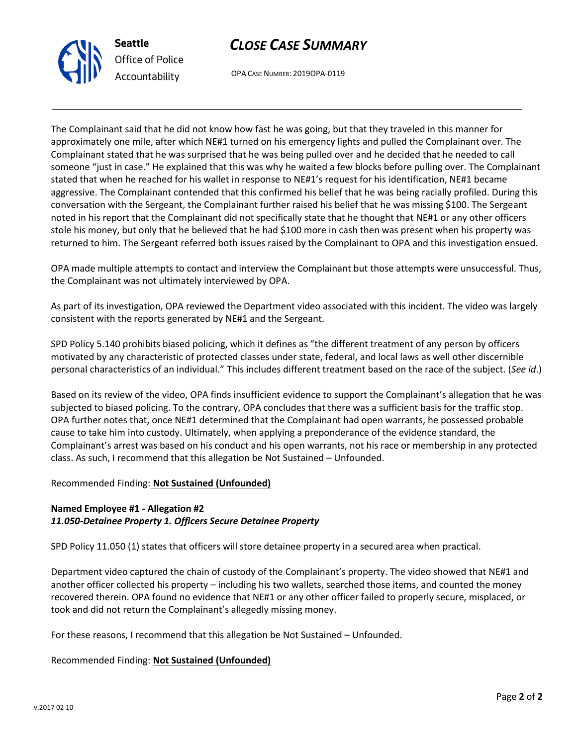The Complainant said that he did not know how fast he was going, but that they traveled in this manner for approximately one mile, after which NE#1 turned on his emergency lights and pulled the Complainant over. The Complainant stated that he was surprised that he was being pulled over and he decided that he needed to call someone "just in case." He explained that this was why he waited a few blocks before pulling over. The Complainant stated that when he reached for his wallet in response to NE#1's request for his identification, NE#1 became aggressive. The Complainant contended that this confirmed his belief that he was being racially profiled. During this conversation with the Sergeant, the Complainant further raised his belief that he was missing $100. The Sergeant noted in his report that the Complainant did not specifically state that he thought that NE#1 or any other officers stole his money, but only that he believed that he had $100 more in cash then was present when his property was returned to him. The Sergeant referred both issues raised by the Complainant to OPA and this investigation ensued.

OPA made multiple attempts to contact and interview the Complainant but those attempts were unsuccessful. Thus, the Complainant was not ultimately interviewed by OPA.

As part of its investigation, OPA reviewed the Department video associated with this incident. The video was largely consistent with the reports generated by NE#1 and the Sergeant.

SPD Policy 5.140 prohibits biased policing, which it defines as "the different treatment of any person by officers motivated by any characteristic of protected classes under state, federal, and local laws as well other discernible personal characteristics of an individual." This includes different treatment based on the race of the subject. (*See id*.)

Based on its review of the video, OPA finds insufficient evidence to support the Complainant's allegation that he was subjected to biased policing. To the contrary, OPA concludes that there was a sufficient basis for the traffic stop. OPA further notes that, once NE#1 determined that the Complainant had open warrants, he possessed probable cause to take him into custody. Ultimately, when applying a preponderance of the evidence standard, the Complainant's arrest was based on his conduct and his open warrants, not his race or membership in any protected class. As such, I recommend that this allegation be Not Sustained – Unfounded.

Recommended Finding: **Not Sustained (Unfounded)**

**Named Employee #1 - Allegation #2**
***11.050-Detainee Property 1. Officers Secure Detainee Property***

SPD Policy 11.050 (1) states that officers will store detainee property in a secured area when practical.

Department video captured the chain of custody of the Complainant's property. The video showed that NE#1 and another officer collected his property – including his two wallets, searched those items, and counted the money recovered therein. OPA found no evidence that NE#1 or any other officer failed to properly secure, misplaced, or took and did not return the Complainant's allegedly missing money.

For these reasons, I recommend that this allegation be Not Sustained – Unfounded.

Recommended Finding: **Not Sustained (Unfounded)**